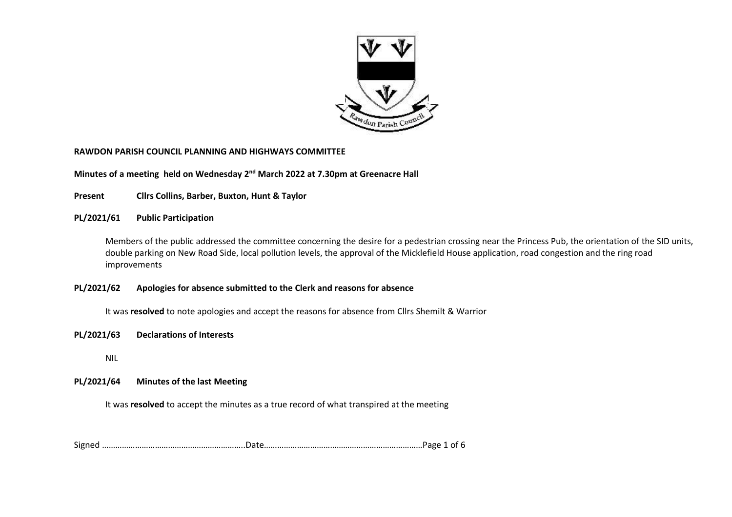**RAWDON PARISH COUNCIL PLANNING AND HIGHWAYS COMMITTEE**

**Minutes of a meeting held on Wednesday 2nd March 2022 at 7.30pm at Greenacre Hall**

**Present Cllrs Collins, Barber, Buxton, Hunt & Taylor**

**PL/2021/61 Public Participation**

Members of the public addressed the committee concerning the desire for a pedestrian crossing near the Princess Pub, the orientation of the SID units, double parking on New Road Side, local pollution levels, the approval of the Micklefield House application, road congestion and the ring road improvements

**PL/2021/62 Apologies for absence submitted to the Clerk and reasons for absence**

It was **resolved** to note apologies and accept the reasons for absence from Cllrs Shemilt & Warrior

**PL/2021/63 Declarations of Interests**

NIL

**PL/2021/64 Minutes of the last Meeting**

It was **resolved** to accept the minutes as a true record of what transpired at the meeting

Signed ………………………………………………………..Date………………………………………………………………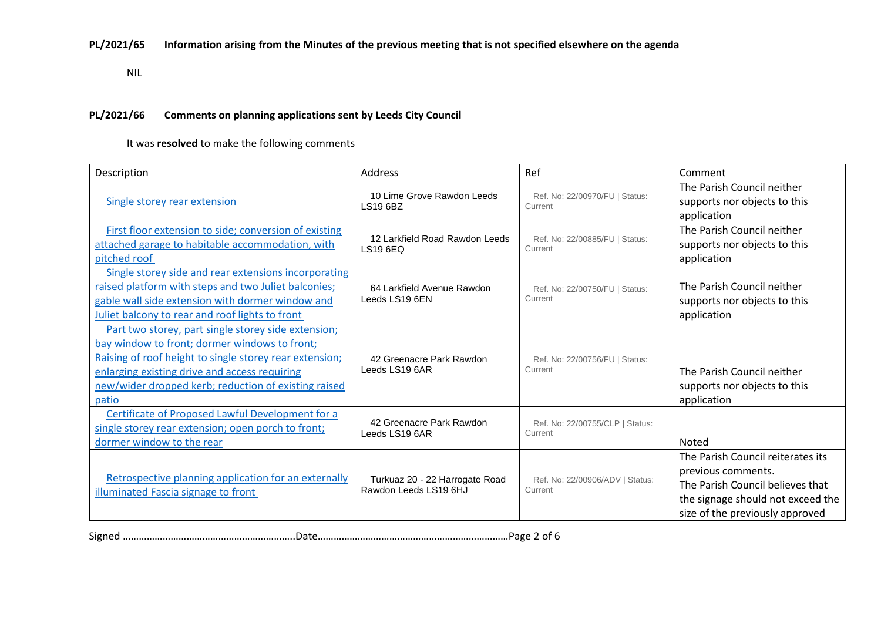**PL/2021/65 Information arising from the Minutes of the previous meeting that is not specified elsewhere on the agenda**

NIL

**PL/2021/66 Comments on planning applications sent by Leeds City Council**

It was **resolved** to make the following comments

| Description | Address | Ref | Comment |
|---|---|---|---|
| Single storey rear extension | 10 Lime Grove Rawdon Leeds LS19 6BZ | Ref. No: 22/00970/FU \| Status: Current | The Parish Council neither supports nor objects to this application |
| First floor extension to side; conversion of existing attached garage to habitable accommodation, with pitched roof | 12 Larkfield Road Rawdon Leeds LS19 6EQ | Ref. No: 22/00885/FU \| Status: Current | The Parish Council neither supports nor objects to this application |
| Single storey side and rear extensions incorporating raised platform with steps and two Juliet balconies; gable wall side extension with dormer window and Juliet balcony to rear and roof lights to front | 64 Larkfield Avenue Rawdon Leeds LS19 6EN | Ref. No: 22/00750/FU \| Status: Current | The Parish Council neither supports nor objects to this application |
| Part two storey, part single storey side extension; bay window to front; dormer windows to front; Raising of roof height to single storey rear extension; enlarging existing drive and access requiring new/wider dropped kerb; reduction of existing raised patio | 42 Greenacre Park Rawdon Leeds LS19 6AR | Ref. No: 22/00756/FU \| Status: Current | The Parish Council neither supports nor objects to this application |
| Certificate of Proposed Lawful Development for a single storey rear extension; open porch to front; dormer window to the rear | 42 Greenacre Park Rawdon Leeds LS19 6AR | Ref. No: 22/00755/CLP \| Status: Current | Noted |
| Retrospective planning application for an externally illuminated Fascia signage to front | Turkuaz 20 - 22 Harrogate Road Rawdon Leeds LS19 6HJ | Ref. No: 22/00906/ADV \| Status: Current | The Parish Council reiterates its previous comments. The Parish Council believes that the signage should not exceed the size of the previously approved |

Signed ………………………………………………………..Date……………………………………………………………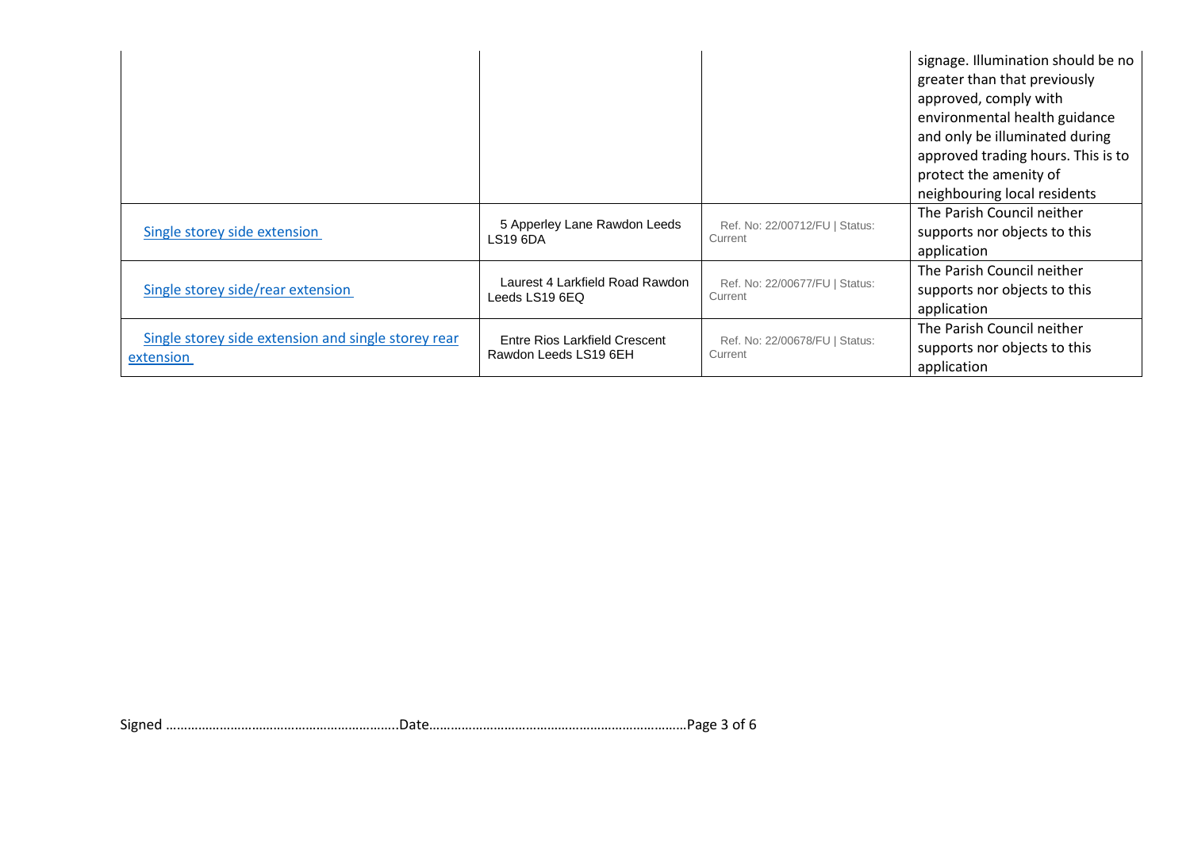| | | | |
|---|---|---|---|
| | | | signage. Illumination should be no greater than that previously approved, comply with environmental health guidance and only be illuminated during approved trading hours. This is to protect the amenity of neighbouring local residents |
| Single storey side extension | 5 Apperley Lane Rawdon Leeds LS19 6DA | Ref. No: 22/00712/FU \| Status: Current | The Parish Council neither supports nor objects to this application |
| Single storey side/rear extension | Laurest 4 Larkfield Road Rawdon Leeds LS19 6EQ | Ref. No: 22/00677/FU \| Status: Current | The Parish Council neither supports nor objects to this application |
| Single storey side extension and single storey rear extension | Entre Rios Larkfield Crescent Rawdon Leeds LS19 6EH | Ref. No: 22/00678/FU \| Status: Current | The Parish Council neither supports nor objects to this application |

Signed …………………………………………………….Date…………………………………………………………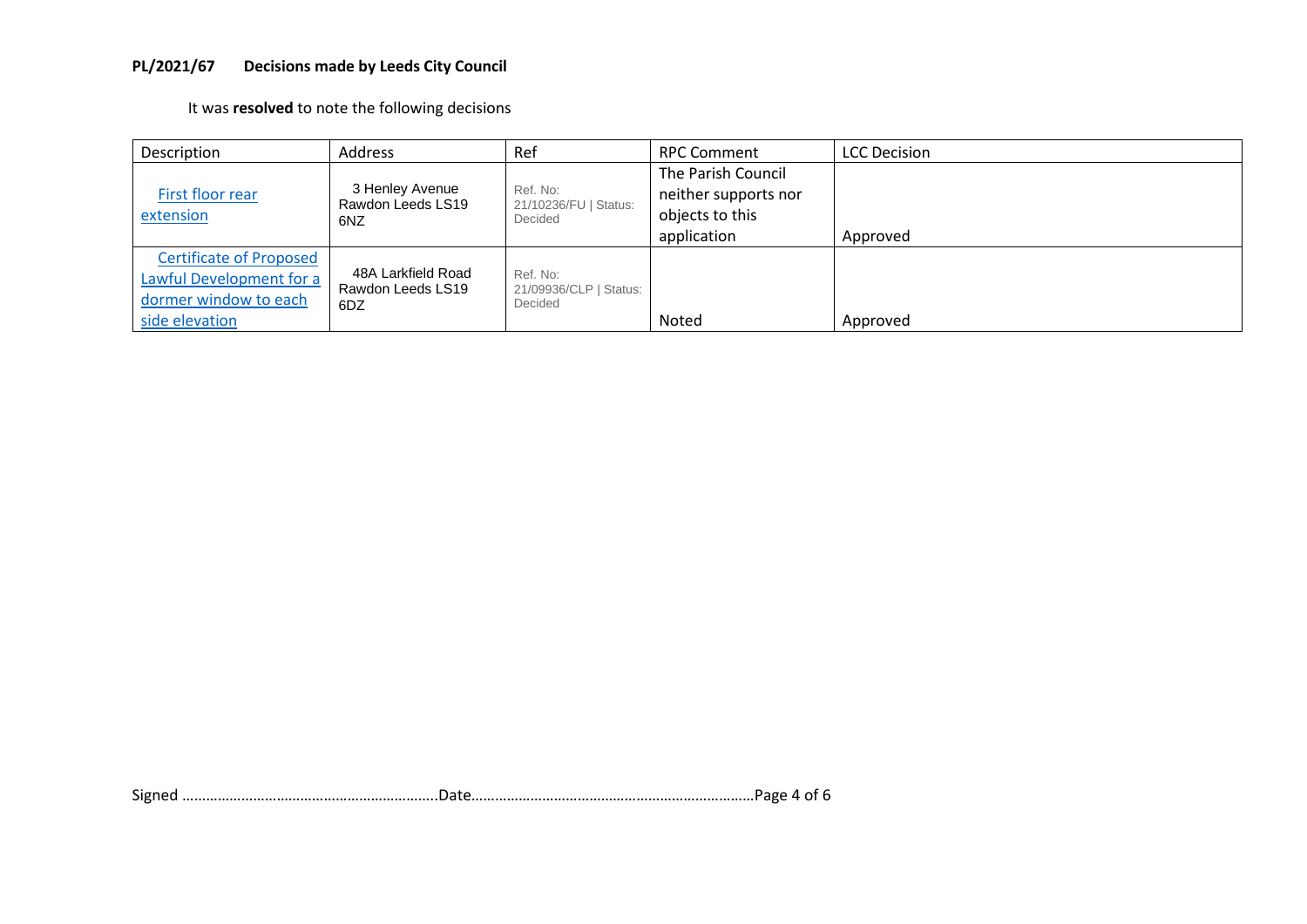**PL/2021/67 Decisions made by Leeds City Council**

It was **resolved** to note the following decisions

| Description | Address | Ref | RPC Comment | LCC Decision |
| --- | --- | --- | --- | --- |
| First floor rear extension | 3 Henley Avenue Rawdon Leeds LS19 6NZ | Ref. No: 21/10236/FU \| Status: Decided | The Parish Council neither supports nor objects to this application | Approved |
| Certificate of Proposed Lawful Development for a dormer window to each side elevation | 48A Larkfield Road Rawdon Leeds LS19 6DZ | Ref. No: 21/09936/CLP \| Status: Decided | Noted | Approved |

Signed ……………………………………………………….Date………………………………………………………………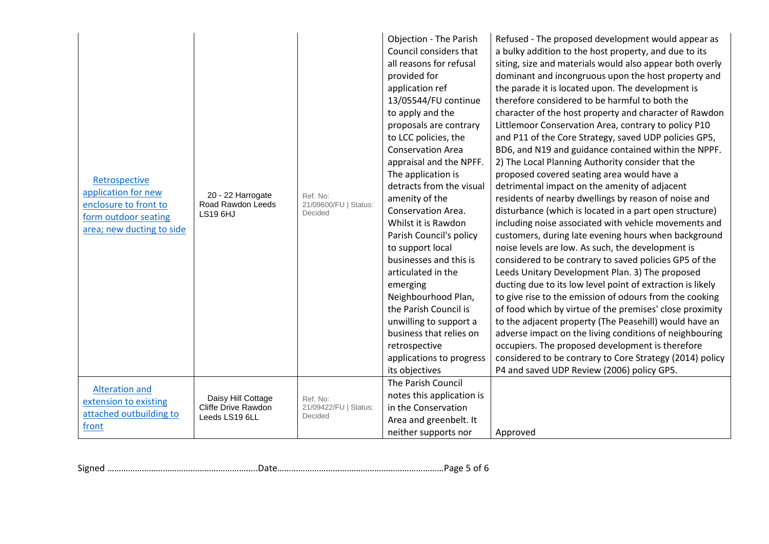| | | | | |
|---|---|---|---|---|
| Retrospective application for new enclosure to front to form outdoor seating area; new ducting to side | 20 - 22 Harrogate Road Rawdon Leeds LS19 6HJ | Ref. No: 21/09600/FU \| Status: Decided | Objection - The Parish Council considers that all reasons for refusal provided for application ref 13/05544/FU continue to apply and the proposals are contrary to LCC policies, the Conservation Area appraisal and the NPFF. The application is detracts from the visual amenity of the Conservation Area. Whilst it is Rawdon Parish Council's policy to support local businesses and this is articulated in the emerging Neighbourhood Plan, the Parish Council is unwilling to support a business that relies on retrospective applications to progress its objectives | Refused - The proposed development would appear as a bulky addition to the host property, and due to its siting, size and materials would also appear both overly dominant and incongruous upon the host property and the parade it is located upon. The development is therefore considered to be harmful to both the character of the host property and character of Rawdon Littlemoor Conservation Area, contrary to policy P10 and P11 of the Core Strategy, saved UDP policies GP5, BD6, and N19 and guidance contained within the NPFF. 2) The Local Planning Authority consider that the proposed covered seating area would have a detrimental impact on the amenity of adjacent residents of nearby dwellings by reason of noise and disturbance (which is located in a part open structure) including noise associated with vehicle movements and customers, during late evening hours when background noise levels are low. As such, the development is considered to be contrary to saved policies GP5 of the Leeds Unitary Development Plan. 3) The proposed ducting due to its low level point of extraction is likely to give rise to the emission of odours from the cooking of food which by virtue of the premises' close proximity to the adjacent property (The Peasehill) would have an adverse impact on the living conditions of neighbouring occupiers. The proposed development is therefore considered to be contrary to Core Strategy (2014) policy P4 and saved UDP Review (2006) policy GP5. |
| Alteration and extension to existing attached outbuilding to front | Daisy Hill Cottage Cliffe Drive Rawdon Leeds LS19 6LL | Ref. No: 21/09422/FU \| Status: Decided | The Parish Council notes this application is in the Conservation Area and greenbelt. It neither supports nor | Approved |

Signed ……………………………………………………….Date………………………………………………………………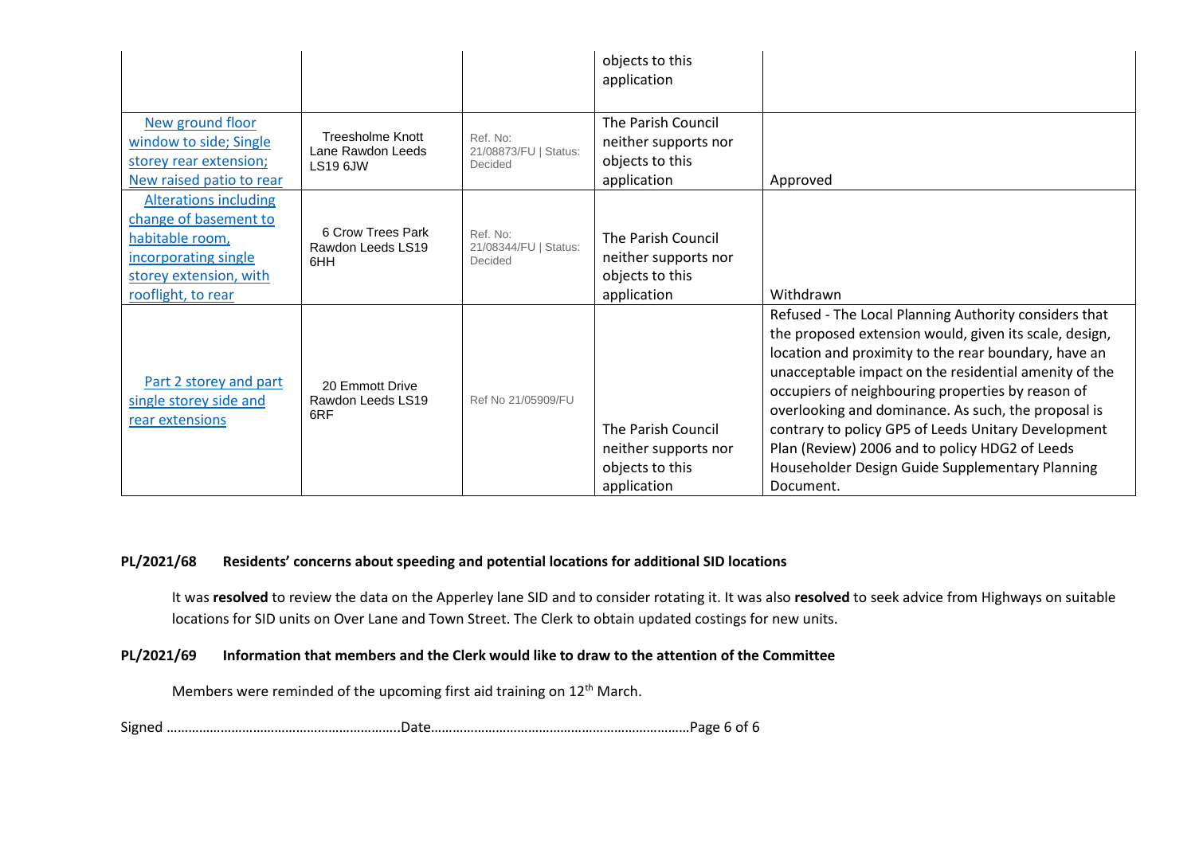| | | | | |
|---|---|---|---|---|
| | | | objects to this application | |
| New ground floor window to side; Single storey rear extension; New raised patio to rear | Treesholme Knott Lane Rawdon Leeds LS19 6JW | Ref. No: 21/08873/FU \| Status: Decided | The Parish Council neither supports nor objects to this application | Approved |
| Alterations including change of basement to habitable room, incorporating single storey extension, with rooflight, to rear | 6 Crow Trees Park Rawdon Leeds LS19 6HH | Ref. No: 21/08344/FU \| Status: Decided | The Parish Council neither supports nor objects to this application | Withdrawn |
| Part 2 storey and part single storey side and rear extensions | 20 Emmott Drive Rawdon Leeds LS19 6RF | Ref No 21/05909/FU | The Parish Council neither supports nor objects to this application | Refused - The Local Planning Authority considers that the proposed extension would, given its scale, design, location and proximity to the rear boundary, have an unacceptable impact on the residential amenity of the occupiers of neighbouring properties by reason of overlooking and dominance. As such, the proposal is contrary to policy GP5 of Leeds Unitary Development Plan (Review) 2006 and to policy HDG2 of Leeds Householder Design Guide Supplementary Planning Document. |

**PL/2021/68 Residents' concerns about speeding and potential locations for additional SID locations**

It was **resolved** to review the data on the Apperley lane SID and to consider rotating it. It was also **resolved** to seek advice from Highways on suitable locations for SID units on Over Lane and Town Street. The Clerk to obtain updated costings for new units.

**PL/2021/69 Information that members and the Clerk would like to draw to the attention of the Committee**

Members were reminded of the upcoming first aid training on 12th March.

Signed ……………………………………………………….Date………………………………………………………………